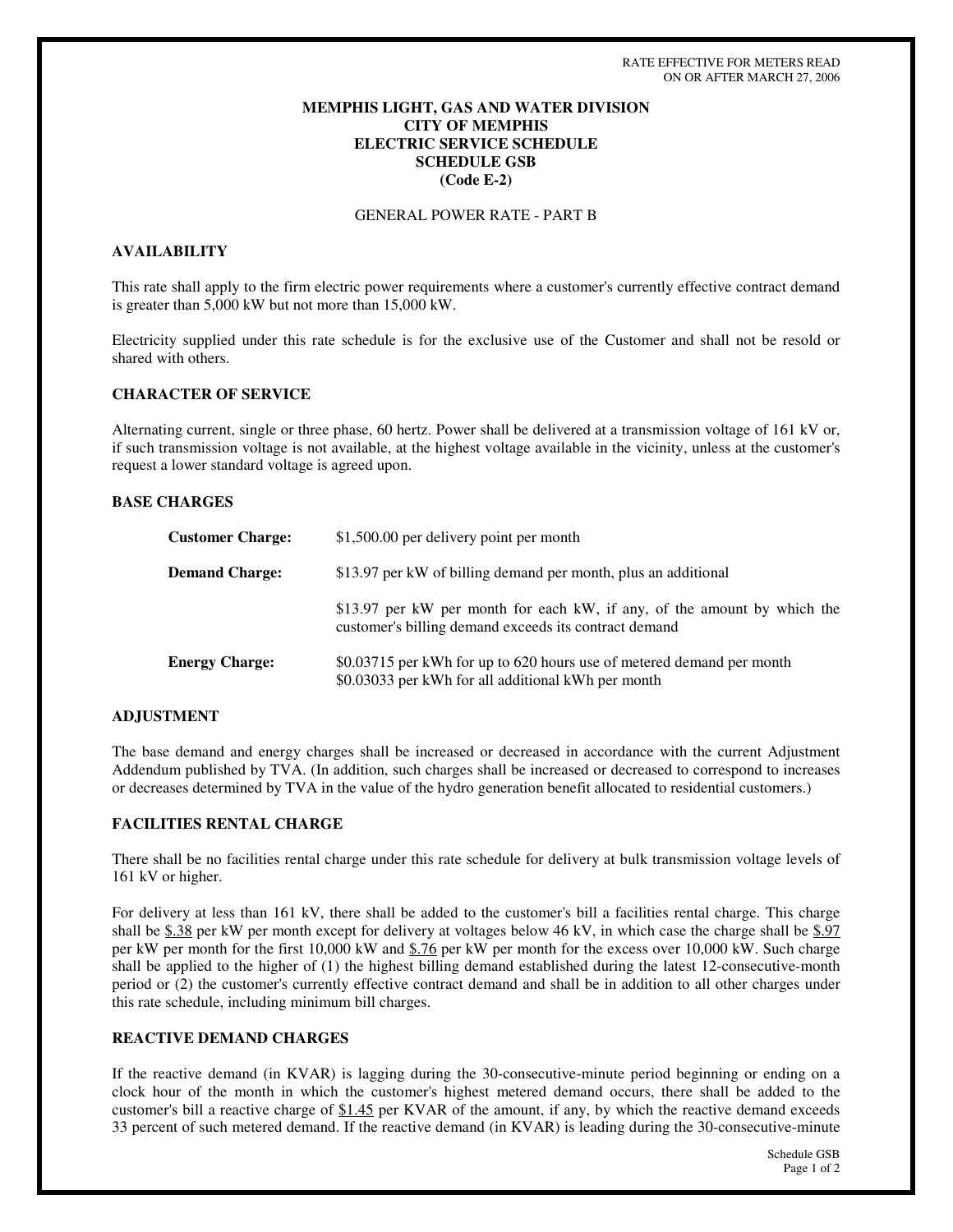RATE EFFECTIVE FOR METERS READ
ON OR AFTER MARCH 27, 2006

**MEMPHIS LIGHT, GAS AND WATER DIVISION**
**CITY OF MEMPHIS**
**ELECTRIC SERVICE SCHEDULE**
**SCHEDULE GSB**
**(Code E-2)**

GENERAL POWER RATE - PART B

## AVAILABILITY

This rate shall apply to the firm electric power requirements where a customer's currently effective contract demand is greater than 5,000 kW but not more than 15,000 kW.

Electricity supplied under this rate schedule is for the exclusive use of the Customer and shall not be resold or shared with others.

## CHARACTER OF SERVICE

Alternating current, single or three phase, 60 hertz. Power shall be delivered at a transmission voltage of 161 kV or, if such transmission voltage is not available, at the highest voltage available in the vicinity, unless at the customer's request a lower standard voltage is agreed upon.

## BASE CHARGES

**Customer Charge:** $1,500.00 per delivery point per month

**Demand Charge:** $13.97 per kW of billing demand per month, plus an additional

$13.97 per kW per month for each kW, if any, of the amount by which the customer's billing demand exceeds its contract demand

**Energy Charge:** $0.03715 per kWh for up to 620 hours use of metered demand per month
$0.03033 per kWh for all additional kWh per month

## ADJUSTMENT

The base demand and energy charges shall be increased or decreased in accordance with the current Adjustment Addendum published by TVA. (In addition, such charges shall be increased or decreased to correspond to increases or decreases determined by TVA in the value of the hydro generation benefit allocated to residential customers.)

## FACILITIES RENTAL CHARGE

There shall be no facilities rental charge under this rate schedule for delivery at bulk transmission voltage levels of 161 kV or higher.

For delivery at less than 161 kV, there shall be added to the customer's bill a facilities rental charge. This charge shall be $.38 per kW per month except for delivery at voltages below 46 kV, in which case the charge shall be $.97 per kW per month for the first 10,000 kW and $.76 per kW per month for the excess over 10,000 kW. Such charge shall be applied to the higher of (1) the highest billing demand established during the latest 12-consecutive-month period or (2) the customer's currently effective contract demand and shall be in addition to all other charges under this rate schedule, including minimum bill charges.

## REACTIVE DEMAND CHARGES

If the reactive demand (in KVAR) is lagging during the 30-consecutive-minute period beginning or ending on a clock hour of the month in which the customer's highest metered demand occurs, there shall be added to the customer's bill a reactive charge of $1.45 per KVAR of the amount, if any, by which the reactive demand exceeds 33 percent of such metered demand. If the reactive demand (in KVAR) is leading during the 30-consecutive-minute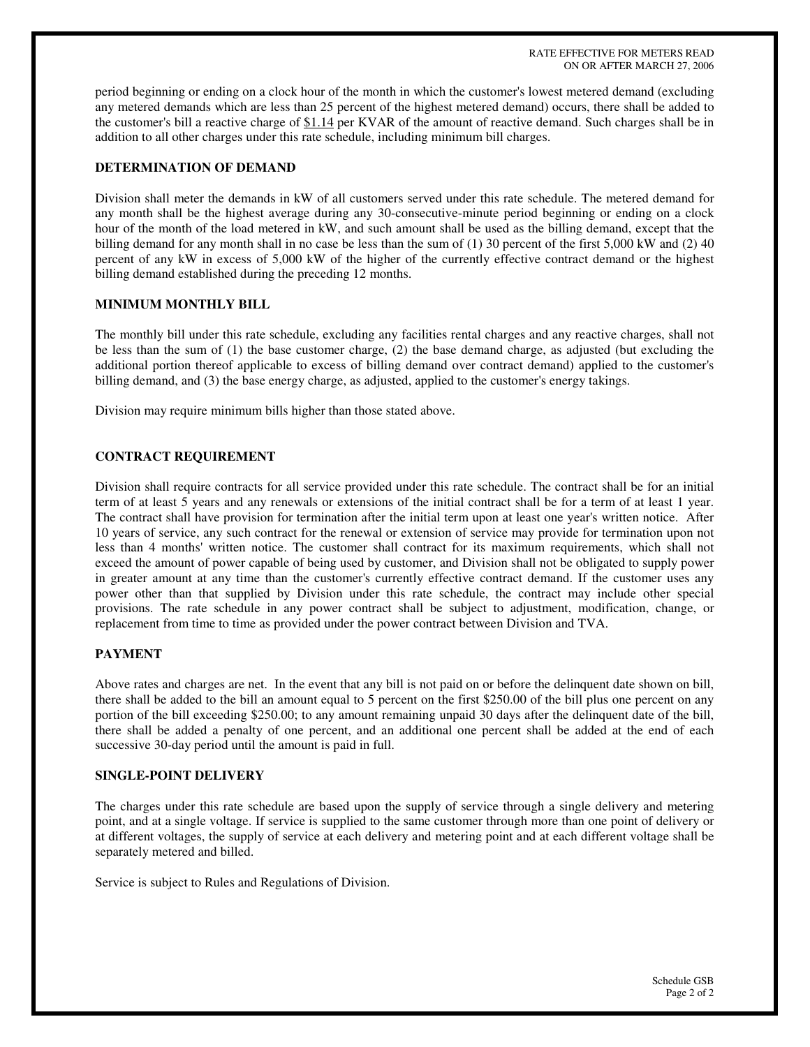RATE EFFECTIVE FOR METERS READ
ON OR AFTER MARCH 27, 2006

period beginning or ending on a clock hour of the month in which the customer's lowest metered demand (excluding any metered demands which are less than 25 percent of the highest metered demand) occurs, there shall be added to the customer's bill a reactive charge of $1.14 per KVAR of the amount of reactive demand. Such charges shall be in addition to all other charges under this rate schedule, including minimum bill charges.

## DETERMINATION OF DEMAND

Division shall meter the demands in kW of all customers served under this rate schedule. The metered demand for any month shall be the highest average during any 30-consecutive-minute period beginning or ending on a clock hour of the month of the load metered in kW, and such amount shall be used as the billing demand, except that the billing demand for any month shall in no case be less than the sum of (1) 30 percent of the first 5,000 kW and (2) 40 percent of any kW in excess of 5,000 kW of the higher of the currently effective contract demand or the highest billing demand established during the preceding 12 months.

## MINIMUM MONTHLY BILL

The monthly bill under this rate schedule, excluding any facilities rental charges and any reactive charges, shall not be less than the sum of (1) the base customer charge, (2) the base demand charge, as adjusted (but excluding the additional portion thereof applicable to excess of billing demand over contract demand) applied to the customer's billing demand, and (3) the base energy charge, as adjusted, applied to the customer's energy takings.

Division may require minimum bills higher than those stated above.

## CONTRACT REQUIREMENT

Division shall require contracts for all service provided under this rate schedule. The contract shall be for an initial term of at least 5 years and any renewals or extensions of the initial contract shall be for a term of at least 1 year. The contract shall have provision for termination after the initial term upon at least one year's written notice. After 10 years of service, any such contract for the renewal or extension of service may provide for termination upon not less than 4 months' written notice. The customer shall contract for its maximum requirements, which shall not exceed the amount of power capable of being used by customer, and Division shall not be obligated to supply power in greater amount at any time than the customer's currently effective contract demand. If the customer uses any power other than that supplied by Division under this rate schedule, the contract may include other special provisions. The rate schedule in any power contract shall be subject to adjustment, modification, change, or replacement from time to time as provided under the power contract between Division and TVA.

## PAYMENT

Above rates and charges are net. In the event that any bill is not paid on or before the delinquent date shown on bill, there shall be added to the bill an amount equal to 5 percent on the first $250.00 of the bill plus one percent on any portion of the bill exceeding $250.00; to any amount remaining unpaid 30 days after the delinquent date of the bill, there shall be added a penalty of one percent, and an additional one percent shall be added at the end of each successive 30-day period until the amount is paid in full.

## SINGLE-POINT DELIVERY

The charges under this rate schedule are based upon the supply of service through a single delivery and metering point, and at a single voltage. If service is supplied to the same customer through more than one point of delivery or at different voltages, the supply of service at each delivery and metering point and at each different voltage shall be separately metered and billed.

Service is subject to Rules and Regulations of Division.

Schedule GSB